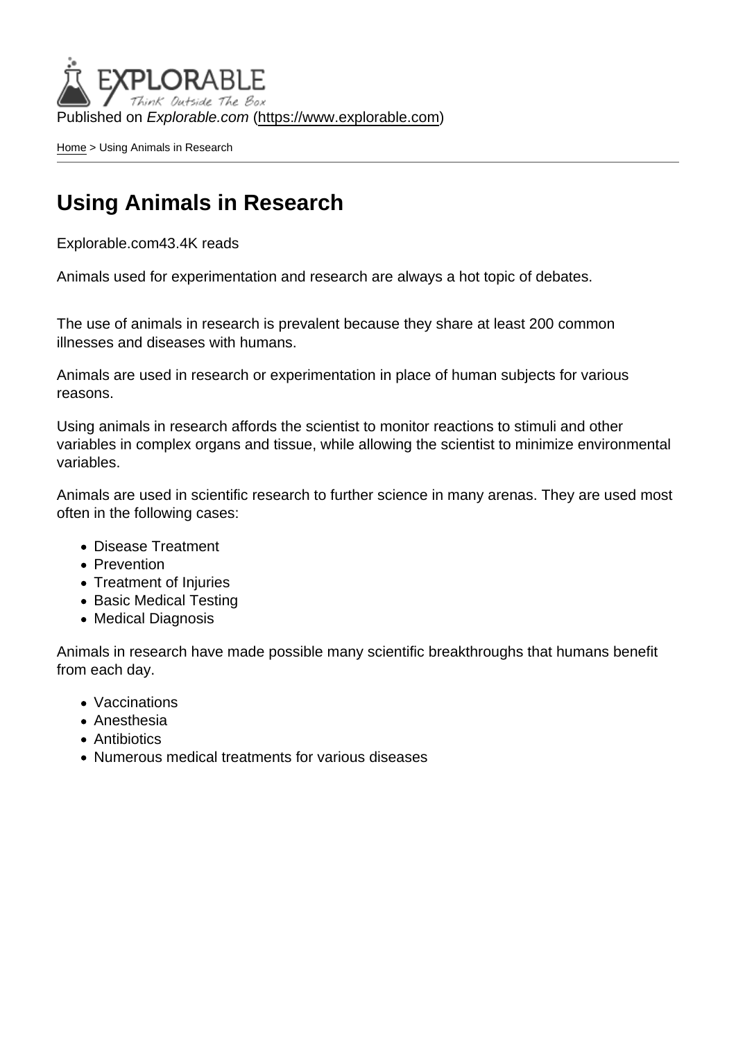Published on *Explorable.com* (https://www.explorable.com)

Home > Using Animals in Research

# Using Animals in Research

Explorable.com43.4K reads

Animals used for experimentation and research are always a hot topic of debates.

The use of animals in research is prevalent because they share at least 200 common illnesses and diseases with humans.

Animals are used in research or experimentation in place of human subjects for various reasons.

Using animals in research affords the scientist to monitor reactions to stimuli and other variables in complex organs and tissue, while allowing the scientist to minimize environmental variables.

Animals are used in scientific research to further science in many arenas. They are used most often in the following cases:

- Disease Treatment
- Prevention
- Treatment of Injuries
- Basic Medical Testing
- Medical Diagnosis

Animals in research have made possible many scientific breakthroughs that humans benefit from each day.

- Vaccinations
- Anesthesia
- Antibiotics
- Numerous medical treatments for various diseases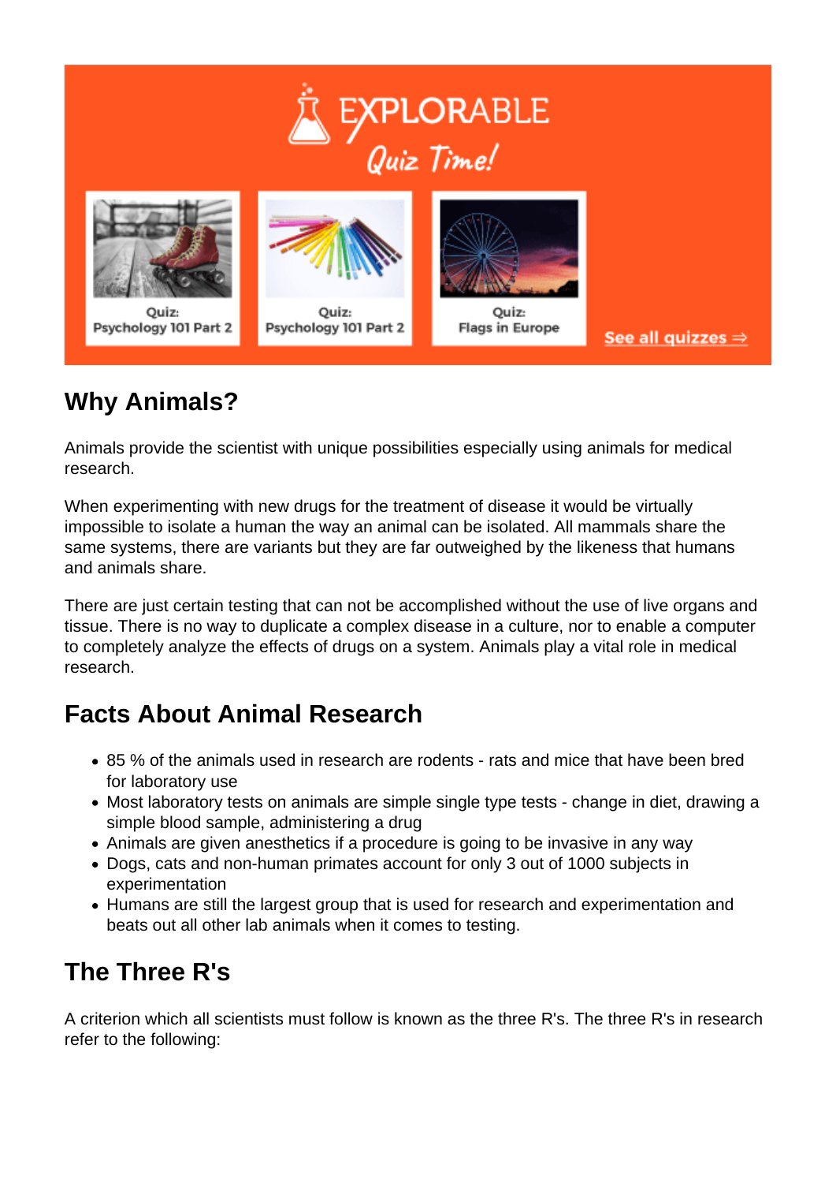## Why Animals?

Animals provide the scientist with unique possibilities especially using animals for medical research.

When experimenting with new drugs for the treatment of disease it would be virtually impossible to isolate a human the way an animal can be isolated. All mammals share the same systems, there are variants but they are far outweighed by the likeness that humans and animals share.

There are just certain testing that can not be accomplished without the use of live organs and tissue. There is no way to duplicate a complex disease in a culture, nor to enable a computer to completely analyze the effects of drugs on a system. Animals play a vital role in medical research.

## Facts About Animal Research

- 85 % of the animals used in research are rodents - rats and mice that have been bred for laboratory use
- Most laboratory tests on animals are simple single type tests - change in diet, drawing a simple blood sample, administering a drug
- Animals are given anesthetics if a procedure is going to be invasive in any way
- Dogs, cats and non-human primates account for only 3 out of 1000 subjects in experimentation
- Humans are still the largest group that is used for research and experimentation and beats out all other lab animals when it comes to testing.

## The Three R's

A criterion which all scientists must follow is known as the three R's. The three R's in research refer to the following: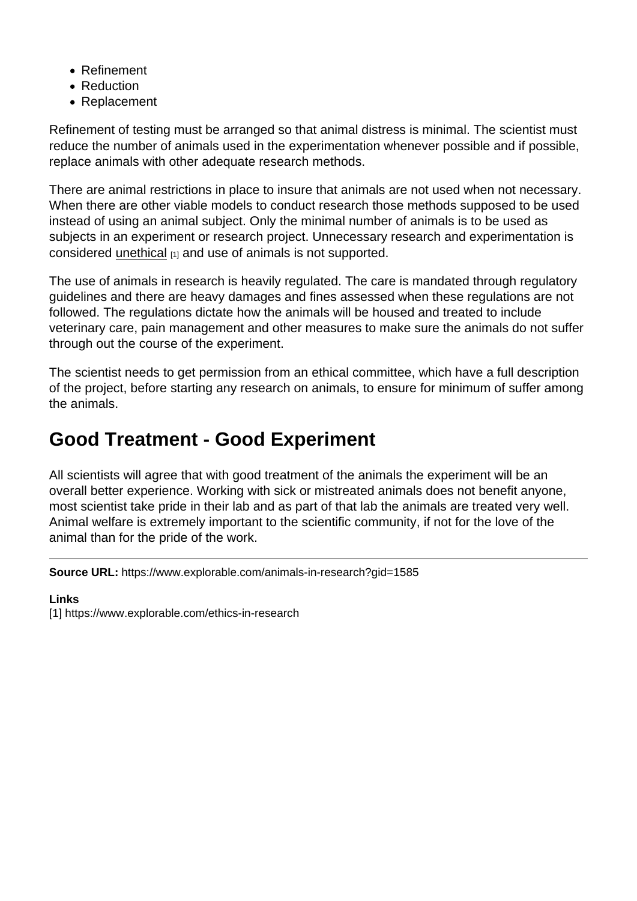- Refinement
- Reduction
- Replacement

Refinement of testing must be arranged so that animal distress is minimal. The scientist must reduce the number of animals used in the experimentation whenever possible and if possible, replace animals with other adequate research methods.

There are animal restrictions in place to insure that animals are not used when not necessary. When there are other viable models to conduct research those methods supposed to be used instead of using an animal subject. Only the minimal number of animals is to be used as subjects in an experiment or research project. Unnecessary research and experimentation is considered unethical [1] and use of animals is not supported.

The use of animals in research is heavily regulated. The care is mandated through regulatory guidelines and there are heavy damages and fines assessed when these regulations are not followed. The regulations dictate how the animals will be housed and treated to include veterinary care, pain management and other measures to make sure the animals do not suffer through out the course of the experiment.

The scientist needs to get permission from an ethical committee, which have a full description of the project, before starting any research on animals, to ensure for minimum of suffer among the animals.

## Good Treatment - Good Experiment

All scientists will agree that with good treatment of the animals the experiment will be an overall better experience. Working with sick or mistreated animals does not benefit anyone, most scientist take pride in their lab and as part of that lab the animals are treated very well. Animal welfare is extremely important to the scientific community, if not for the love of the animal than for the pride of the work.

---

**Source URL:** https://www.explorable.com/animals-in-research?gid=1585

**Links**
[1] https://www.explorable.com/ethics-in-research